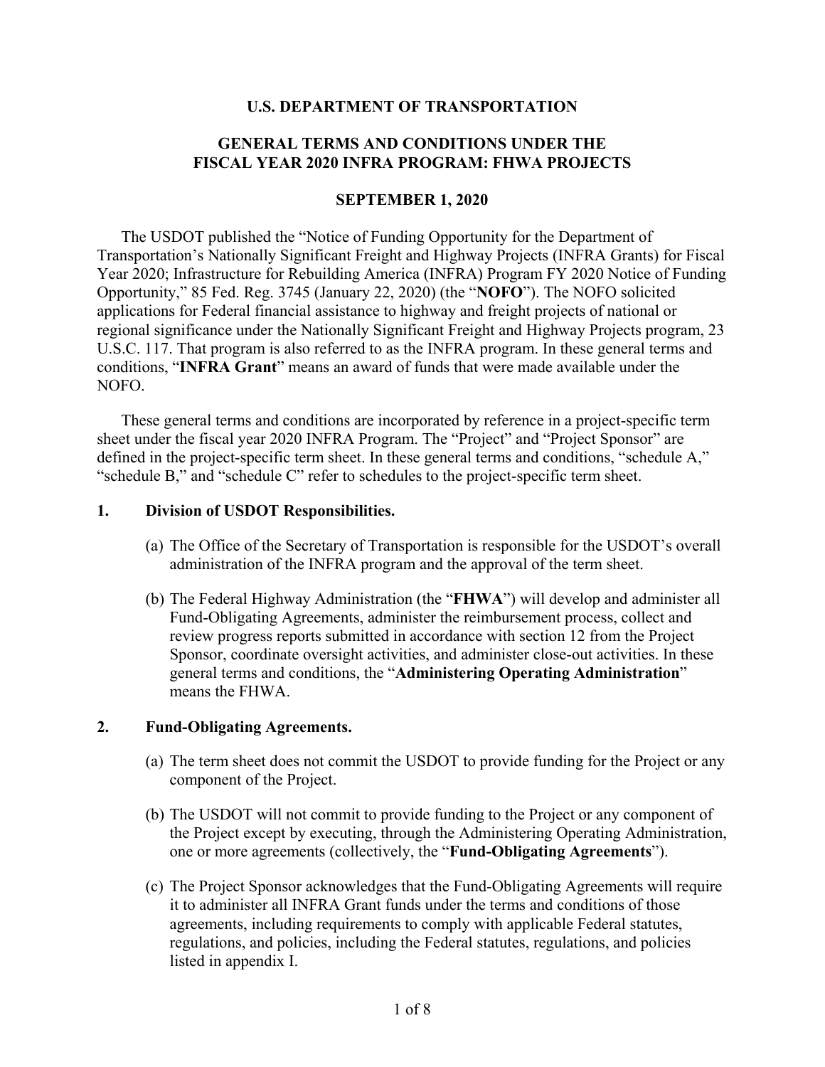**U.S. DEPARTMENT OF TRANSPORTATION**

**GENERAL TERMS AND CONDITIONS UNDER THE FISCAL YEAR 2020 INFRA PROGRAM: FHWA PROJECTS**

**SEPTEMBER 1, 2020**

The USDOT published the "Notice of Funding Opportunity for the Department of Transportation's Nationally Significant Freight and Highway Projects (INFRA Grants) for Fiscal Year 2020; Infrastructure for Rebuilding America (INFRA) Program FY 2020 Notice of Funding Opportunity," 85 Fed. Reg. 3745 (January 22, 2020) (the "**NOFO**"). The NOFO solicited applications for Federal financial assistance to highway and freight projects of national or regional significance under the Nationally Significant Freight and Highway Projects program, 23 U.S.C. 117. That program is also referred to as the INFRA program. In these general terms and conditions, "**INFRA Grant**" means an award of funds that were made available under the NOFO.

These general terms and conditions are incorporated by reference in a project-specific term sheet under the fiscal year 2020 INFRA Program. The "Project" and "Project Sponsor" are defined in the project-specific term sheet. In these general terms and conditions, "schedule A," "schedule B," and "schedule C" refer to schedules to the project-specific term sheet.

## 1. Division of USDOT Responsibilities.

(a) The Office of the Secretary of Transportation is responsible for the USDOT's overall administration of the INFRA program and the approval of the term sheet.

(b) The Federal Highway Administration (the "**FHWA**") will develop and administer all Fund-Obligating Agreements, administer the reimbursement process, collect and review progress reports submitted in accordance with section 12 from the Project Sponsor, coordinate oversight activities, and administer close-out activities. In these general terms and conditions, the "**Administering Operating Administration**" means the FHWA.

## 2. Fund-Obligating Agreements.

(a) The term sheet does not commit the USDOT to provide funding for the Project or any component of the Project.

(b) The USDOT will not commit to provide funding to the Project or any component of the Project except by executing, through the Administering Operating Administration, one or more agreements (collectively, the "**Fund-Obligating Agreements**").

(c) The Project Sponsor acknowledges that the Fund-Obligating Agreements will require it to administer all INFRA Grant funds under the terms and conditions of those agreements, including requirements to comply with applicable Federal statutes, regulations, and policies, including the Federal statutes, regulations, and policies listed in appendix I.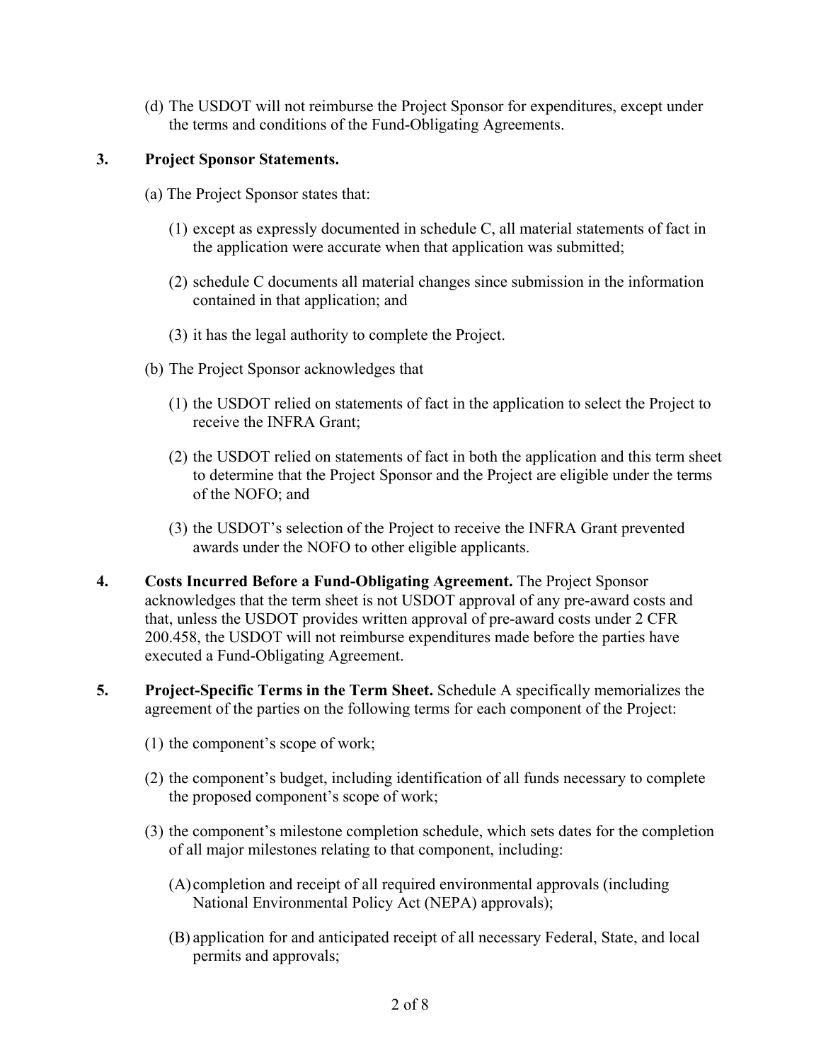(d) The USDOT will not reimburse the Project Sponsor for expenditures, except under the terms and conditions of the Fund-Obligating Agreements.

**3. Project Sponsor Statements.**

(a) The Project Sponsor states that:

(1) except as expressly documented in schedule C, all material statements of fact in the application were accurate when that application was submitted;

(2) schedule C documents all material changes since submission in the information contained in that application; and

(3) it has the legal authority to complete the Project.

(b) The Project Sponsor acknowledges that

(1) the USDOT relied on statements of fact in the application to select the Project to receive the INFRA Grant;

(2) the USDOT relied on statements of fact in both the application and this term sheet to determine that the Project Sponsor and the Project are eligible under the terms of the NOFO; and

(3) the USDOT's selection of the Project to receive the INFRA Grant prevented awards under the NOFO to other eligible applicants.

**4. Costs Incurred Before a Fund-Obligating Agreement.** The Project Sponsor acknowledges that the term sheet is not USDOT approval of any pre-award costs and that, unless the USDOT provides written approval of pre-award costs under 2 CFR 200.458, the USDOT will not reimburse expenditures made before the parties have executed a Fund-Obligating Agreement.

**5. Project-Specific Terms in the Term Sheet.** Schedule A specifically memorializes the agreement of the parties on the following terms for each component of the Project:

(1) the component's scope of work;

(2) the component's budget, including identification of all funds necessary to complete the proposed component's scope of work;

(3) the component's milestone completion schedule, which sets dates for the completion of all major milestones relating to that component, including:

(A) completion and receipt of all required environmental approvals (including National Environmental Policy Act (NEPA) approvals);

(B) application for and anticipated receipt of all necessary Federal, State, and local permits and approvals;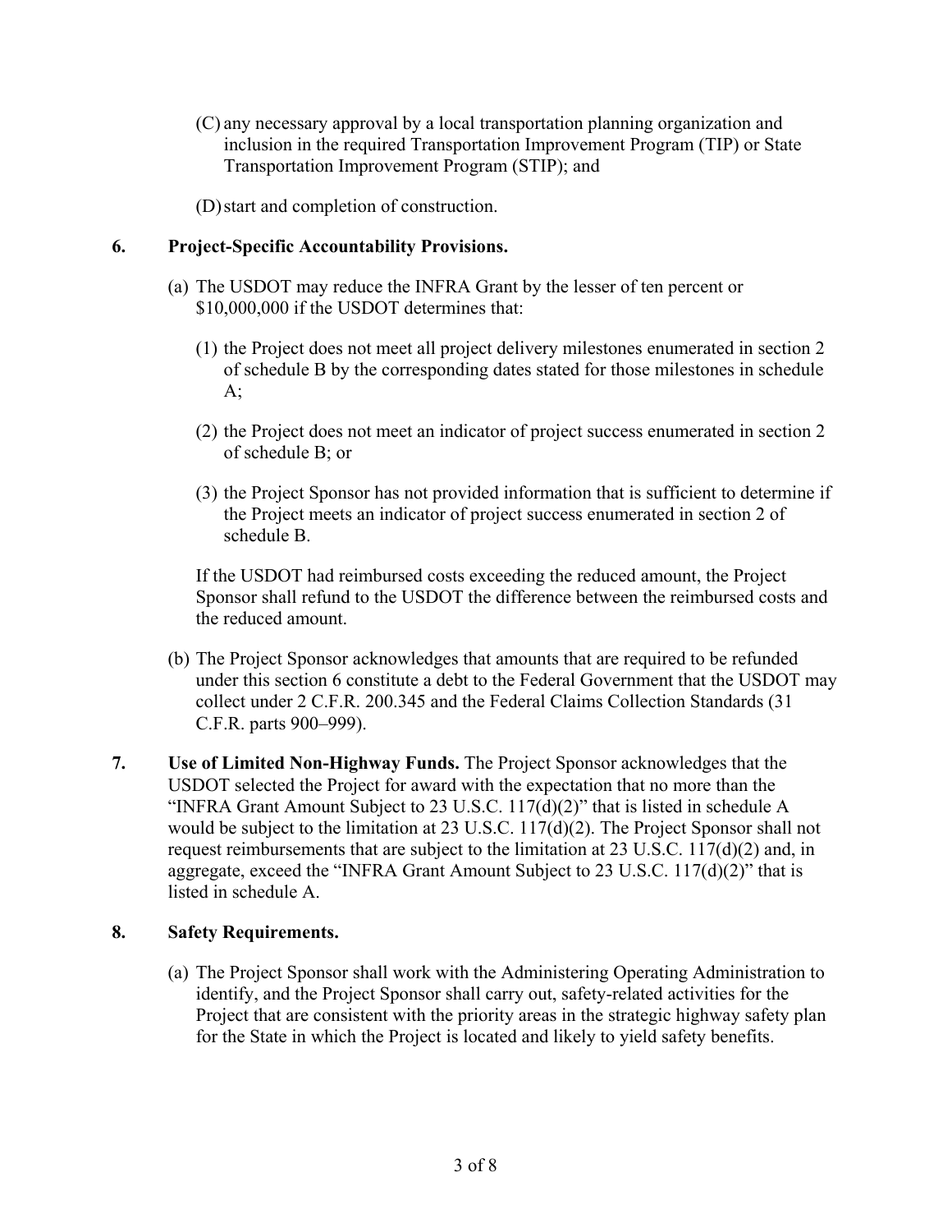(C) any necessary approval by a local transportation planning organization and inclusion in the required Transportation Improvement Program (TIP) or State Transportation Improvement Program (STIP); and

(D) start and completion of construction.

**6. Project-Specific Accountability Provisions.**

(a) The USDOT may reduce the INFRA Grant by the lesser of ten percent or $10,000,000 if the USDOT determines that:

(1) the Project does not meet all project delivery milestones enumerated in section 2 of schedule B by the corresponding dates stated for those milestones in schedule A;

(2) the Project does not meet an indicator of project success enumerated in section 2 of schedule B; or

(3) the Project Sponsor has not provided information that is sufficient to determine if the Project meets an indicator of project success enumerated in section 2 of schedule B.

If the USDOT had reimbursed costs exceeding the reduced amount, the Project Sponsor shall refund to the USDOT the difference between the reimbursed costs and the reduced amount.

(b) The Project Sponsor acknowledges that amounts that are required to be refunded under this section 6 constitute a debt to the Federal Government that the USDOT may collect under 2 C.F.R. 200.345 and the Federal Claims Collection Standards (31 C.F.R. parts 900–999).

**7. Use of Limited Non-Highway Funds.** The Project Sponsor acknowledges that the USDOT selected the Project for award with the expectation that no more than the "INFRA Grant Amount Subject to 23 U.S.C. 117(d)(2)" that is listed in schedule A would be subject to the limitation at 23 U.S.C. 117(d)(2). The Project Sponsor shall not request reimbursements that are subject to the limitation at 23 U.S.C. 117(d)(2) and, in aggregate, exceed the "INFRA Grant Amount Subject to 23 U.S.C. 117(d)(2)" that is listed in schedule A.

**8. Safety Requirements.**

(a) The Project Sponsor shall work with the Administering Operating Administration to identify, and the Project Sponsor shall carry out, safety-related activities for the Project that are consistent with the priority areas in the strategic highway safety plan for the State in which the Project is located and likely to yield safety benefits.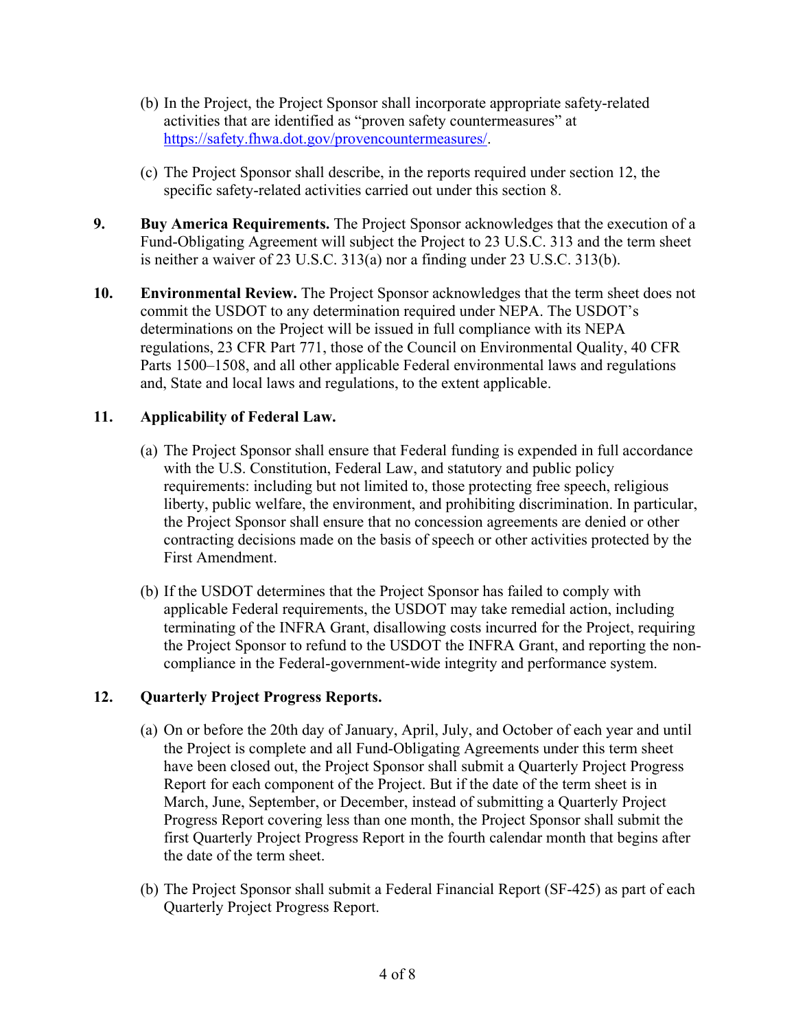(b) In the Project, the Project Sponsor shall incorporate appropriate safety-related activities that are identified as "proven safety countermeasures" at https://safety.fhwa.dot.gov/provencountermeasures/.

(c) The Project Sponsor shall describe, in the reports required under section 12, the specific safety-related activities carried out under this section 8.

**9. Buy America Requirements.** The Project Sponsor acknowledges that the execution of a Fund-Obligating Agreement will subject the Project to 23 U.S.C. 313 and the term sheet is neither a waiver of 23 U.S.C. 313(a) nor a finding under 23 U.S.C. 313(b).

**10. Environmental Review.** The Project Sponsor acknowledges that the term sheet does not commit the USDOT to any determination required under NEPA. The USDOT's determinations on the Project will be issued in full compliance with its NEPA regulations, 23 CFR Part 771, those of the Council on Environmental Quality, 40 CFR Parts 1500–1508, and all other applicable Federal environmental laws and regulations and, State and local laws and regulations, to the extent applicable.

**11. Applicability of Federal Law.**

(a) The Project Sponsor shall ensure that Federal funding is expended in full accordance with the U.S. Constitution, Federal Law, and statutory and public policy requirements: including but not limited to, those protecting free speech, religious liberty, public welfare, the environment, and prohibiting discrimination. In particular, the Project Sponsor shall ensure that no concession agreements are denied or other contracting decisions made on the basis of speech or other activities protected by the First Amendment.

(b) If the USDOT determines that the Project Sponsor has failed to comply with applicable Federal requirements, the USDOT may take remedial action, including terminating of the INFRA Grant, disallowing costs incurred for the Project, requiring the Project Sponsor to refund to the USDOT the INFRA Grant, and reporting the non-compliance in the Federal-government-wide integrity and performance system.

**12. Quarterly Project Progress Reports.**

(a) On or before the 20th day of January, April, July, and October of each year and until the Project is complete and all Fund-Obligating Agreements under this term sheet have been closed out, the Project Sponsor shall submit a Quarterly Project Progress Report for each component of the Project. But if the date of the term sheet is in March, June, September, or December, instead of submitting a Quarterly Project Progress Report covering less than one month, the Project Sponsor shall submit the first Quarterly Project Progress Report in the fourth calendar month that begins after the date of the term sheet.

(b) The Project Sponsor shall submit a Federal Financial Report (SF-425) as part of each Quarterly Project Progress Report.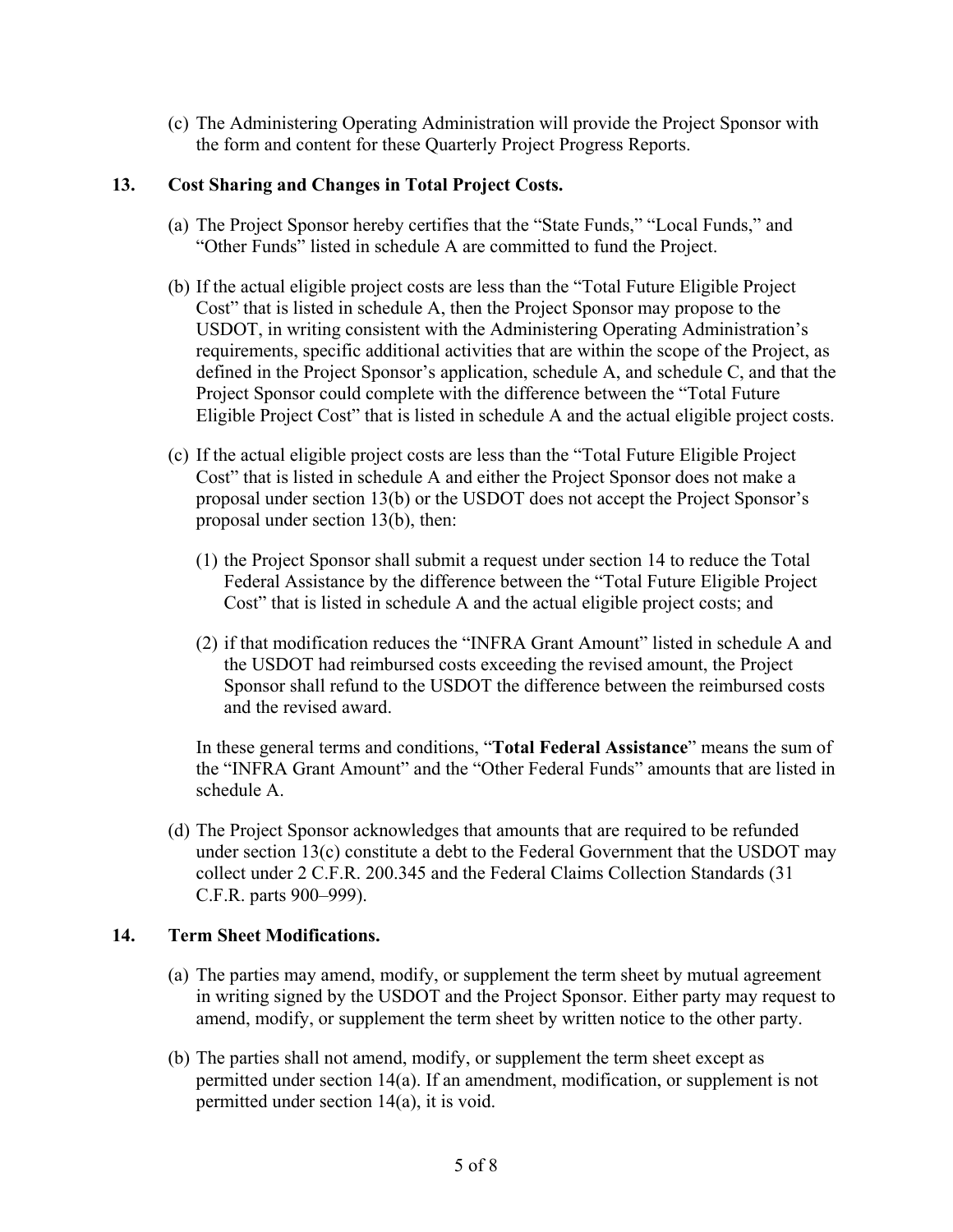(c) The Administering Operating Administration will provide the Project Sponsor with the form and content for these Quarterly Project Progress Reports.

## 13. Cost Sharing and Changes in Total Project Costs.

(a) The Project Sponsor hereby certifies that the "State Funds," "Local Funds," and "Other Funds" listed in schedule A are committed to fund the Project.

(b) If the actual eligible project costs are less than the "Total Future Eligible Project Cost" that is listed in schedule A, then the Project Sponsor may propose to the USDOT, in writing consistent with the Administering Operating Administration's requirements, specific additional activities that are within the scope of the Project, as defined in the Project Sponsor's application, schedule A, and schedule C, and that the Project Sponsor could complete with the difference between the "Total Future Eligible Project Cost" that is listed in schedule A and the actual eligible project costs.

(c) If the actual eligible project costs are less than the "Total Future Eligible Project Cost" that is listed in schedule A and either the Project Sponsor does not make a proposal under section 13(b) or the USDOT does not accept the Project Sponsor's proposal under section 13(b), then:

(1) the Project Sponsor shall submit a request under section 14 to reduce the Total Federal Assistance by the difference between the "Total Future Eligible Project Cost" that is listed in schedule A and the actual eligible project costs; and

(2) if that modification reduces the "INFRA Grant Amount" listed in schedule A and the USDOT had reimbursed costs exceeding the revised amount, the Project Sponsor shall refund to the USDOT the difference between the reimbursed costs and the revised award.

In these general terms and conditions, "**Total Federal Assistance**" means the sum of the "INFRA Grant Amount" and the "Other Federal Funds" amounts that are listed in schedule A.

(d) The Project Sponsor acknowledges that amounts that are required to be refunded under section 13(c) constitute a debt to the Federal Government that the USDOT may collect under 2 C.F.R. 200.345 and the Federal Claims Collection Standards (31 C.F.R. parts 900–999).

## 14. Term Sheet Modifications.

(a) The parties may amend, modify, or supplement the term sheet by mutual agreement in writing signed by the USDOT and the Project Sponsor. Either party may request to amend, modify, or supplement the term sheet by written notice to the other party.

(b) The parties shall not amend, modify, or supplement the term sheet except as permitted under section 14(a). If an amendment, modification, or supplement is not permitted under section 14(a), it is void.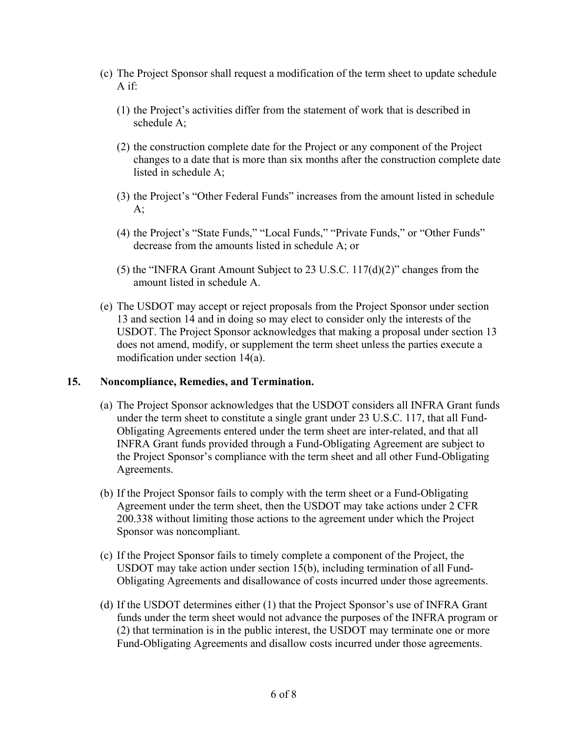(c) The Project Sponsor shall request a modification of the term sheet to update schedule A if:

(1) the Project's activities differ from the statement of work that is described in schedule A;

(2) the construction complete date for the Project or any component of the Project changes to a date that is more than six months after the construction complete date listed in schedule A;

(3) the Project's "Other Federal Funds" increases from the amount listed in schedule A;

(4) the Project's "State Funds," "Local Funds," "Private Funds," or "Other Funds" decrease from the amounts listed in schedule A; or

(5) the "INFRA Grant Amount Subject to 23 U.S.C. 117(d)(2)" changes from the amount listed in schedule A.

(e) The USDOT may accept or reject proposals from the Project Sponsor under section 13 and section 14 and in doing so may elect to consider only the interests of the USDOT. The Project Sponsor acknowledges that making a proposal under section 13 does not amend, modify, or supplement the term sheet unless the parties execute a modification under section 14(a).

## 15. Noncompliance, Remedies, and Termination.

(a) The Project Sponsor acknowledges that the USDOT considers all INFRA Grant funds under the term sheet to constitute a single grant under 23 U.S.C. 117, that all Fund-Obligating Agreements entered under the term sheet are inter-related, and that all INFRA Grant funds provided through a Fund-Obligating Agreement are subject to the Project Sponsor's compliance with the term sheet and all other Fund-Obligating Agreements.

(b) If the Project Sponsor fails to comply with the term sheet or a Fund-Obligating Agreement under the term sheet, then the USDOT may take actions under 2 CFR 200.338 without limiting those actions to the agreement under which the Project Sponsor was noncompliant.

(c) If the Project Sponsor fails to timely complete a component of the Project, the USDOT may take action under section 15(b), including termination of all Fund-Obligating Agreements and disallowance of costs incurred under those agreements.

(d) If the USDOT determines either (1) that the Project Sponsor's use of INFRA Grant funds under the term sheet would not advance the purposes of the INFRA program or (2) that termination is in the public interest, the USDOT may terminate one or more Fund-Obligating Agreements and disallow costs incurred under those agreements.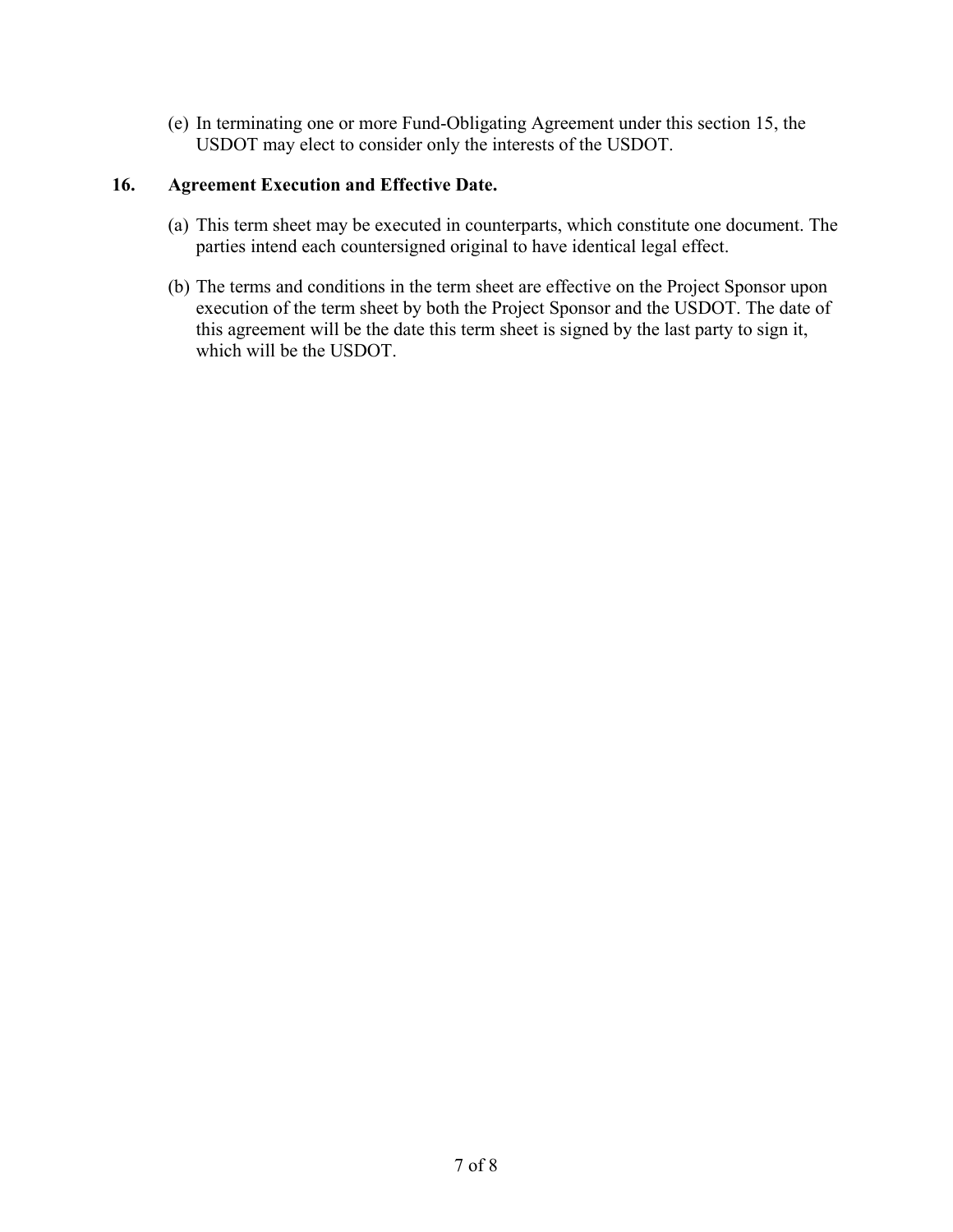(e) In terminating one or more Fund-Obligating Agreement under this section 15, the USDOT may elect to consider only the interests of the USDOT.

## 16. Agreement Execution and Effective Date.

(a) This term sheet may be executed in counterparts, which constitute one document. The parties intend each countersigned original to have identical legal effect.

(b) The terms and conditions in the term sheet are effective on the Project Sponsor upon execution of the term sheet by both the Project Sponsor and the USDOT. The date of this agreement will be the date this term sheet is signed by the last party to sign it, which will be the USDOT.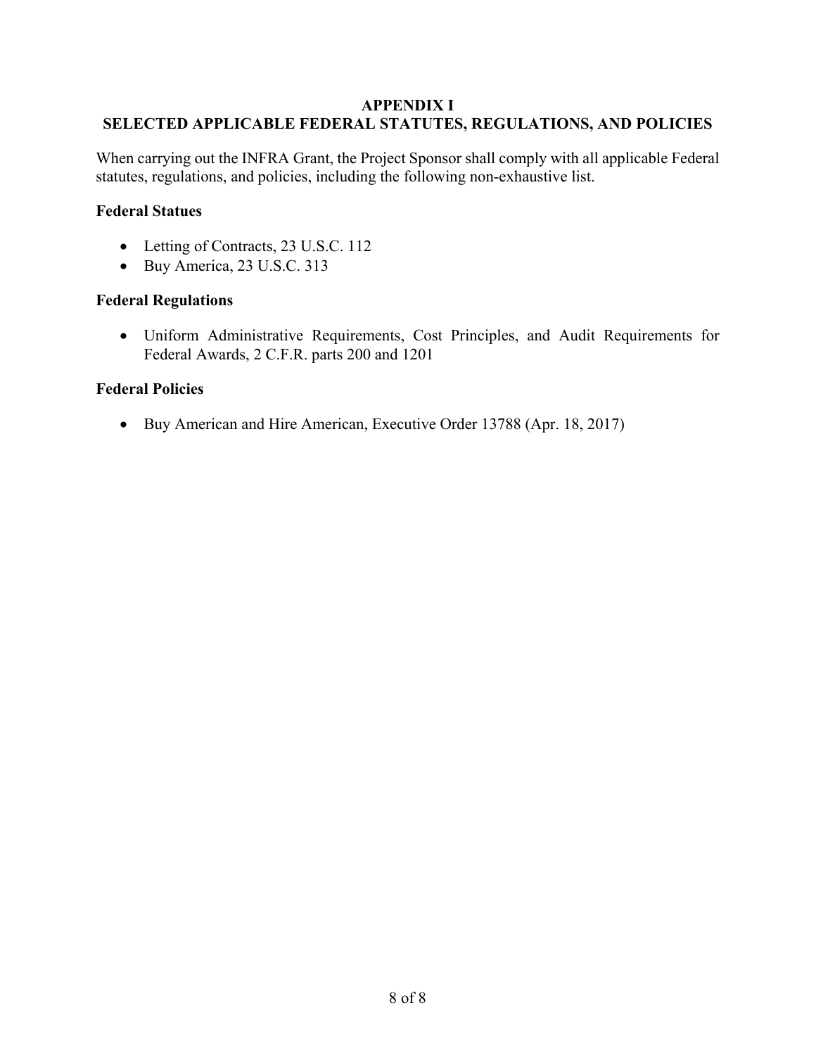## APPENDIX I
## SELECTED APPLICABLE FEDERAL STATUTES, REGULATIONS, AND POLICIES

When carrying out the INFRA Grant, the Project Sponsor shall comply with all applicable Federal statutes, regulations, and policies, including the following non-exhaustive list.

**Federal Statues**

- Letting of Contracts, 23 U.S.C. 112
- Buy America, 23 U.S.C. 313

**Federal Regulations**

- Uniform Administrative Requirements, Cost Principles, and Audit Requirements for Federal Awards, 2 C.F.R. parts 200 and 1201

**Federal Policies**

- Buy American and Hire American, Executive Order 13788 (Apr. 18, 2017)